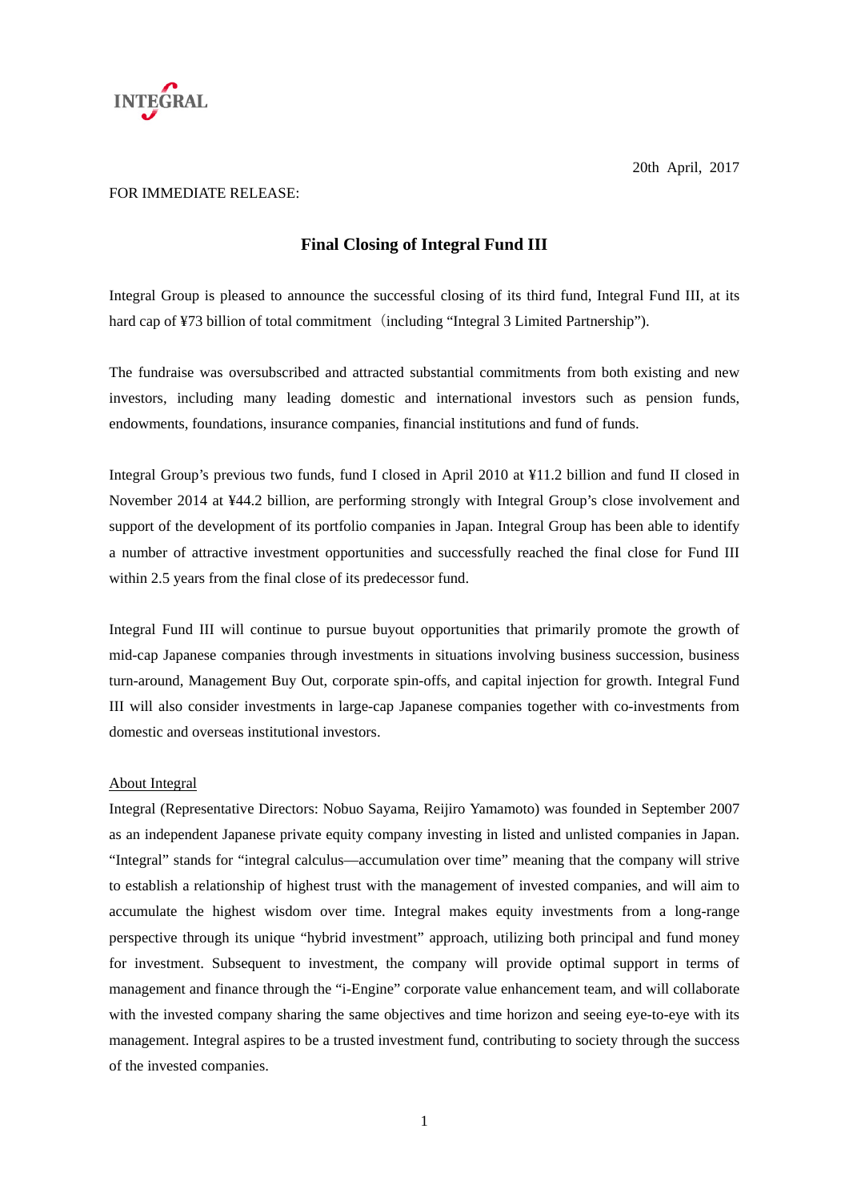INTEGRAL

20th April, 2017

FOR IMMEDIATE RELEASE:

# Final Closing of Integral Fund III

Integral Group is pleased to announce the successful closing of its third fund, Integral Fund III, at its hard cap of ¥73 billion of total commitment（including "Integral 3 Limited Partnership").

The fundraise was oversubscribed and attracted substantial commitments from both existing and new investors, including many leading domestic and international investors such as pension funds, endowments, foundations, insurance companies, financial institutions and fund of funds.

Integral Group's previous two funds, fund I closed in April 2010 at ¥11.2 billion and fund II closed in November 2014 at ¥44.2 billion, are performing strongly with Integral Group's close involvement and support of the development of its portfolio companies in Japan. Integral Group has been able to identify a number of attractive investment opportunities and successfully reached the final close for Fund III within 2.5 years from the final close of its predecessor fund.

Integral Fund III will continue to pursue buyout opportunities that primarily promote the growth of mid-cap Japanese companies through investments in situations involving business succession, business turn-around, Management Buy Out, corporate spin-offs, and capital injection for growth. Integral Fund III will also consider investments in large-cap Japanese companies together with co-investments from domestic and overseas institutional investors.

<u>About Integral</u>

Integral (Representative Directors: Nobuo Sayama, Reijiro Yamamoto) was founded in September 2007 as an independent Japanese private equity company investing in listed and unlisted companies in Japan. "Integral" stands for "integral calculus—accumulation over time" meaning that the company will strive to establish a relationship of highest trust with the management of invested companies, and will aim to accumulate the highest wisdom over time. Integral makes equity investments from a long-range perspective through its unique "hybrid investment" approach, utilizing both principal and fund money for investment. Subsequent to investment, the company will provide optimal support in terms of management and finance through the "i-Engine" corporate value enhancement team, and will collaborate with the invested company sharing the same objectives and time horizon and seeing eye-to-eye with its management. Integral aspires to be a trusted investment fund, contributing to society through the success of the invested companies.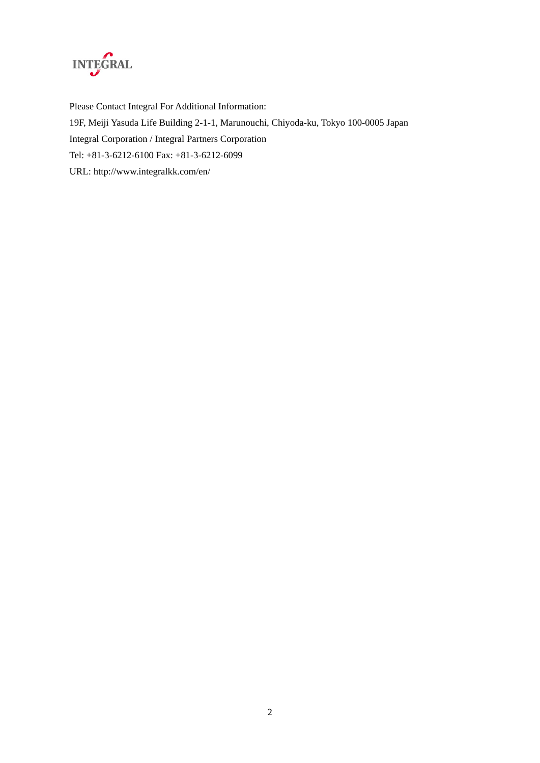INTEGRAL

Please Contact Integral For Additional Information:

19F, Meiji Yasuda Life Building 2-1-1, Marunouchi, Chiyoda-ku, Tokyo 100-0005 Japan

Integral Corporation / Integral Partners Corporation

Tel: +81-3-6212-6100 Fax: +81-3-6212-6099

URL: http://www.integralkk.com/en/